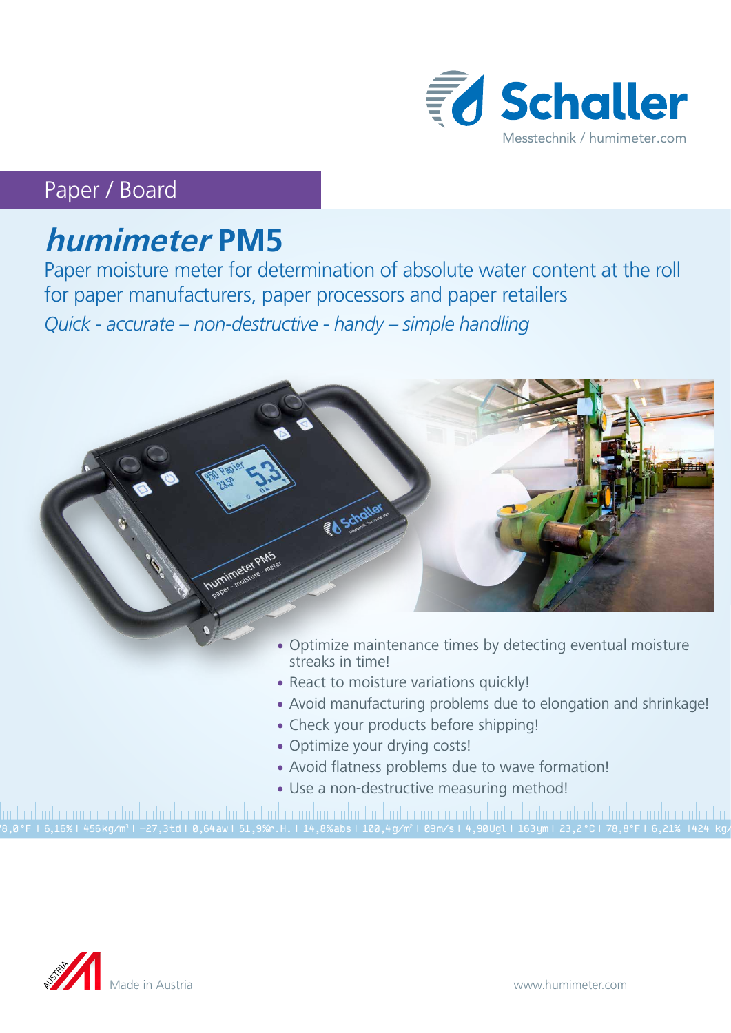Schaller

Messtechnik / humimeter.com

Paper / Board

# *humimeter* PM5

## Paper moisture meter for determination of absolute water content at the roll for paper manufacturers, paper processors and paper retailers

*Quick - accurate – non-destructive - handy – simple handling*

- Optimize maintenance times by detecting eventual moisture streaks in time!
- React to moisture variations quickly!
- Avoid manufacturing problems due to elongation and shrinkage!
- Check your products before shipping!
- Optimize your drying costs!
- Avoid flatness problems due to wave formation!
- Use a non-destructive measuring method!

Made in Austria

www.humimeter.com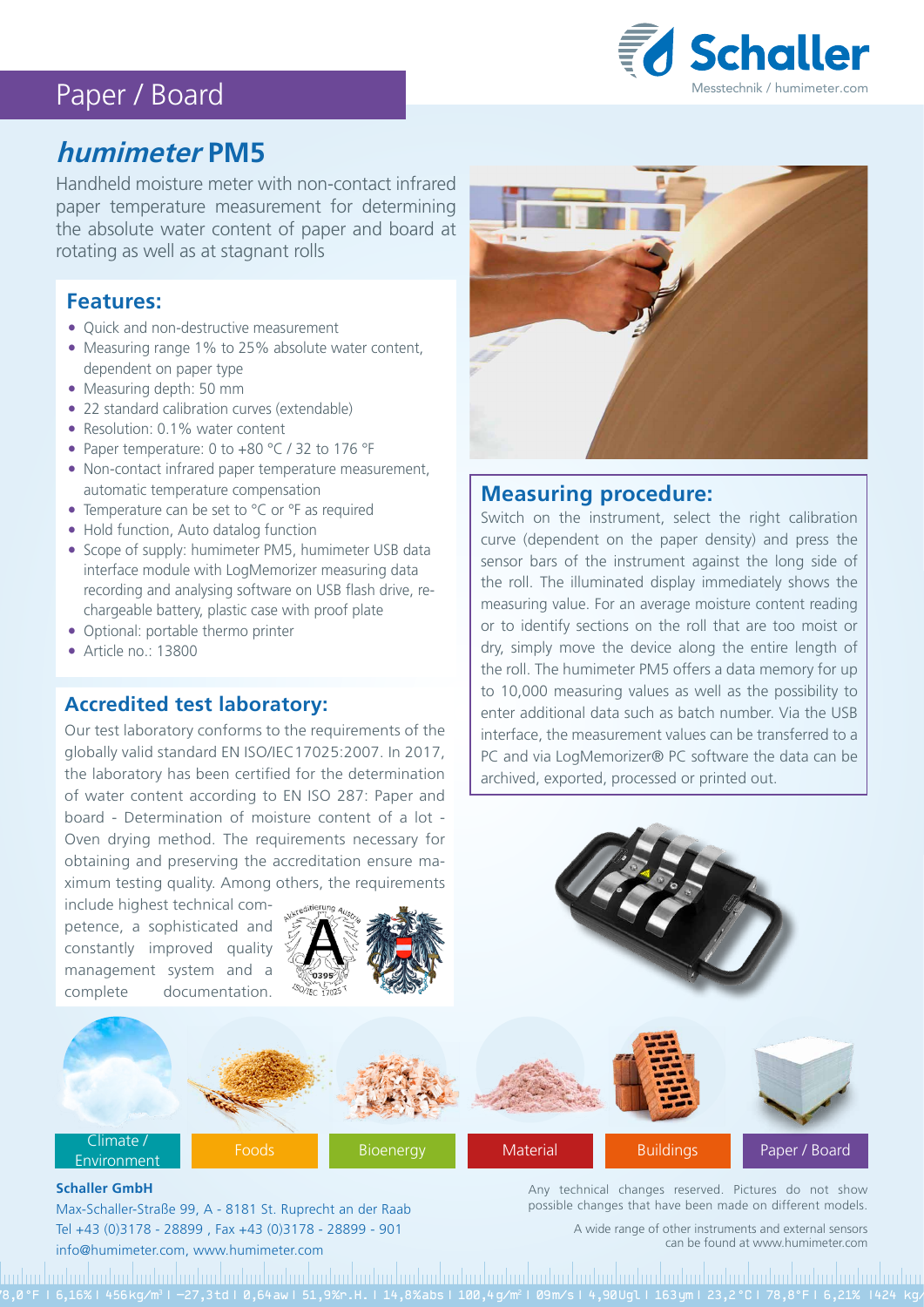Paper / Board

Schaller

Messtechnik / humimeter.com

# *humimeter* PM5

Handheld moisture meter with non-contact infrared paper temperature measurement for determining the absolute water content of paper and board at rotating as well as at stagnant rolls

## Features:

- Quick and non-destructive measurement
- Measuring range 1% to 25% absolute water content, dependent on paper type
- Measuring depth: 50 mm
- 22 standard calibration curves (extendable)
- Resolution: 0.1% water content
- Paper temperature: 0 to +80 °C / 32 to 176 °F
- Non-contact infrared paper temperature measurement, automatic temperature compensation
- Temperature can be set to °C or °F as required
- Hold function, Auto datalog function
- Scope of supply: humimeter PM5, humimeter USB data interface module with LogMemorizer measuring data recording and analysing software on USB flash drive, rechargeable battery, plastic case with proof plate
- Optional: portable thermo printer
- Article no.: 13800

## Accredited test laboratory:

Our test laboratory conforms to the requirements of the globally valid standard EN ISO/IEC17025:2007. In 2017, the laboratory has been certified for the determination of water content according to EN ISO 287: Paper and board - Determination of moisture content of a lot - Oven drying method. The requirements necessary for obtaining and preserving the accreditation ensure maximum testing quality. Among others, the requirements include highest technical competence, a sophisticated and constantly improved quality management system and a complete documentation.

## Measuring procedure:

Switch on the instrument, select the right calibration curve (dependent on the paper density) and press the sensor bars of the instrument against the long side of the roll. The illuminated display immediately shows the measuring value. For an average moisture content reading or to identify sections on the roll that are too moist or dry, simply move the device along the entire length of the roll. The humimeter PM5 offers a data memory for up to 10,000 measuring values as well as the possibility to enter additional data such as batch number. Via the USB interface, the measurement values can be transferred to a PC and via LogMemorizer® PC software the data can be archived, exported, processed or printed out.

Climate / Environment | Foods | Bioenergy | Material | Buildings | Paper / Board

**Schaller GmbH**

Max-Schaller-Straße 99, A - 8181 St. Ruprecht an der Raab

Tel +43 (0)3178 - 28899 , Fax +43 (0)3178 - 28899 - 901

info@humimeter.com, www.humimeter.com

Any technical changes reserved. Pictures do not show possible changes that have been made on different models.

A wide range of other instruments and external sensors can be found at www.humimeter.com